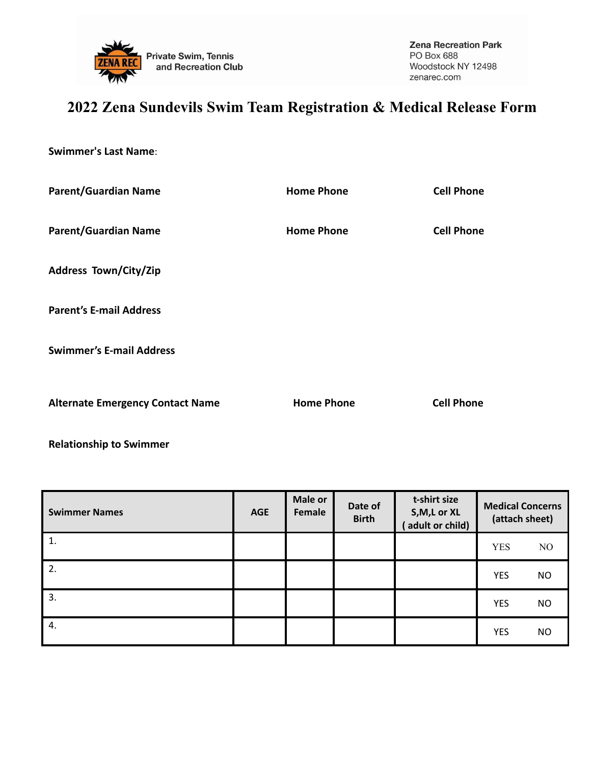ZENA REC Private Swim, Tennis and Recreation Club

Zena Recreation Park
PO Box 688
Woodstock NY 12498
zenarec.com

# 2022 Zena Sundevils Swim Team Registration & Medical Release Form

**Swimmer's Last Name**:

**Parent/Guardian Name** **Home Phone** **Cell Phone**

**Parent/Guardian Name** **Home Phone** **Cell Phone**

**Address Town/City/Zip**

**Parent's E-mail Address**

**Swimmer's E-mail Address**

**Alternate Emergency Contact Name** **Home Phone** **Cell Phone**

**Relationship to Swimmer**

| Swimmer Names | AGE | Male or Female | Date of Birth | t-shirt size S,M,L or XL ( adult or child) | Medical Concerns (attach sheet) |
|---|---|---|---|---|---|
| 1. | | | | | YES NO |
| 2. | | | | | YES NO |
| 3. | | | | | YES NO |
| 4. | | | | | YES NO |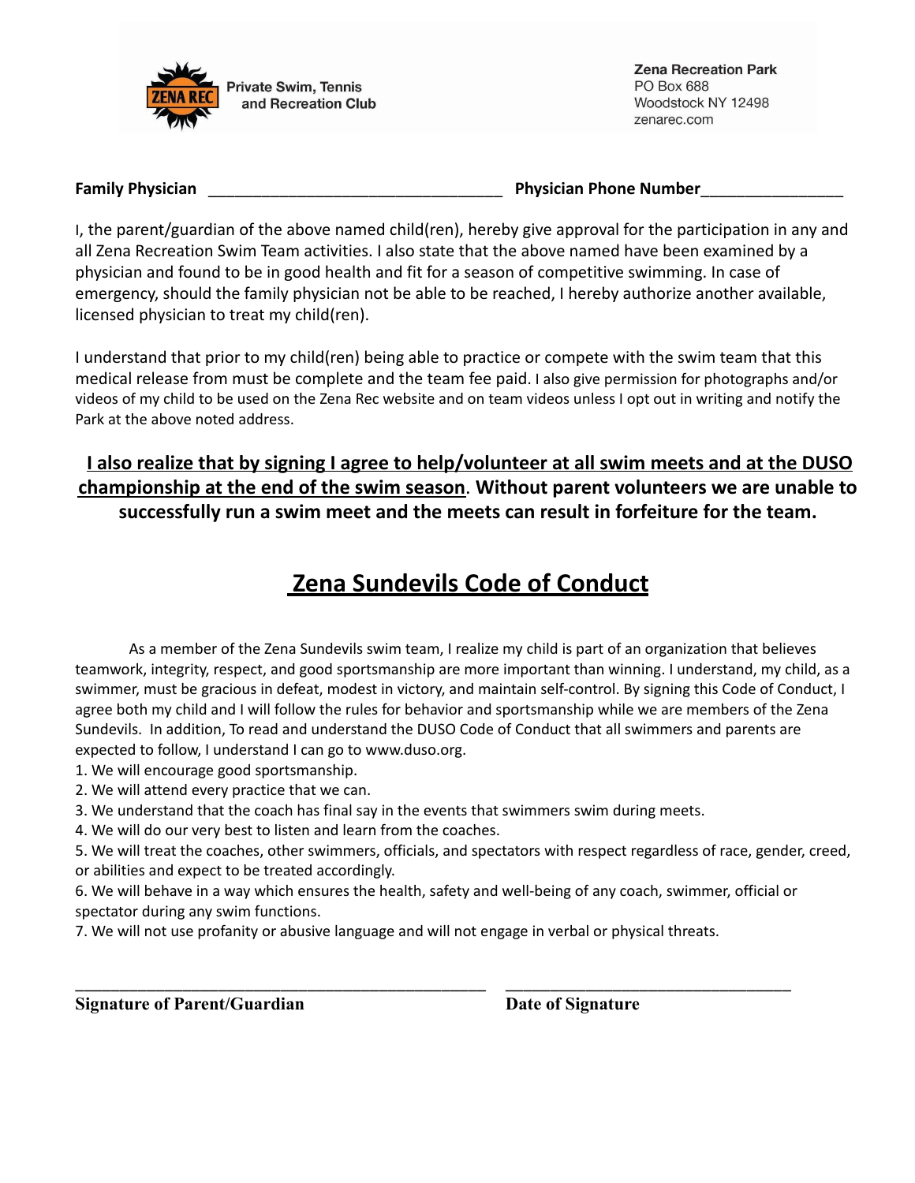ZENA REC Private Swim, Tennis and Recreation Club

Zena Recreation Park
PO Box 688
Woodstock NY 12498
zenarec.com

**Family Physician** __________________________________ **Physician Phone Number**________________

I, the parent/guardian of the above named child(ren), hereby give approval for the participation in any and all Zena Recreation Swim Team activities. I also state that the above named have been examined by a physician and found to be in good health and fit for a season of competitive swimming. In case of emergency, should the family physician not be able to be reached, I hereby authorize another available, licensed physician to treat my child(ren).

I understand that prior to my child(ren) being able to practice or compete with the swim team that this medical release from must be complete and the team fee paid. I also give permission for photographs and/or videos of my child to be used on the Zena Rec website and on team videos unless I opt out in writing and notify the Park at the above noted address.

**I also realize that by signing I agree to help/volunteer at all swim meets and at the DUSO championship at the end of the swim season. Without parent volunteers we are unable to successfully run a swim meet and the meets can result in forfeiture for the team.**

## Zena Sundevils Code of Conduct

As a member of the Zena Sundevils swim team, I realize my child is part of an organization that believes teamwork, integrity, respect, and good sportsmanship are more important than winning. I understand, my child, as a swimmer, must be gracious in defeat, modest in victory, and maintain self-control. By signing this Code of Conduct, I agree both my child and I will follow the rules for behavior and sportsmanship while we are members of the Zena Sundevils. In addition, To read and understand the DUSO Code of Conduct that all swimmers and parents are expected to follow, I understand I can go to www.duso.org.

1. We will encourage good sportsmanship.
2. We will attend every practice that we can.
3. We understand that the coach has final say in the events that swimmers swim during meets.
4. We will do our very best to listen and learn from the coaches.
5. We will treat the coaches, other swimmers, officials, and spectators with respect regardless of race, gender, creed, or abilities and expect to be treated accordingly.
6. We will behave in a way which ensures the health, safety and well-being of any coach, swimmer, official or spectator during any swim functions.
7. We will not use profanity or abusive language and will not engage in verbal or physical threats.

_______________________________________________ ________________________________

**Signature of Parent/Guardian** **Date of Signature**